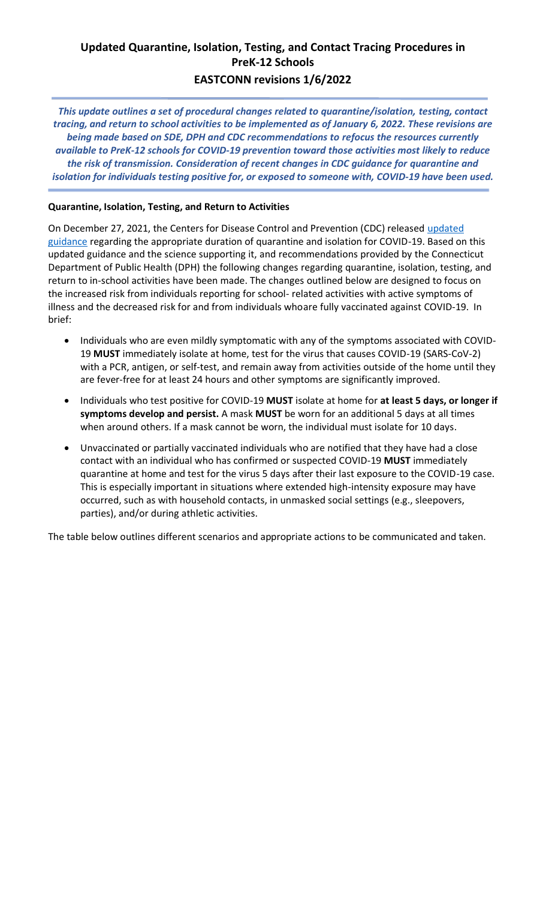# Updated Quarantine, Isolation, Testing, and Contact Tracing Procedures in PreK-12 Schools

## EASTCONN revisions 1/6/2022

***This update outlines a set of procedural changes related to quarantine/isolation, testing, contact tracing, and return to school activities to be implemented as of January 6, 2022. These revisions are being made based on SDE, DPH and CDC recommendations to refocus the resources currently available to PreK-12 schools for COVID-19 prevention toward those activities most likely to reduce the risk of transmission. Consideration of recent changes in CDC guidance for quarantine and isolation for individuals testing positive for, or exposed to someone with, COVID-19 have been used.***

**Quarantine, Isolation, Testing, and Return to Activities**

On December 27, 2021, the Centers for Disease Control and Prevention (CDC) released updated guidance regarding the appropriate duration of quarantine and isolation for COVID-19. Based on this updated guidance and the science supporting it, and recommendations provided by the Connecticut Department of Public Health (DPH) the following changes regarding quarantine, isolation, testing, and return to in-school activities have been made. The changes outlined below are designed to focus on the increased risk from individuals reporting for school- related activities with active symptoms of illness and the decreased risk for and from individuals whoare fully vaccinated against COVID-19. In brief:

- Individuals who are even mildly symptomatic with any of the symptoms associated with COVID-19 **MUST** immediately isolate at home, test for the virus that causes COVID-19 (SARS-CoV-2) with a PCR, antigen, or self-test, and remain away from activities outside of the home until they are fever-free for at least 24 hours and other symptoms are significantly improved.
- Individuals who test positive for COVID-19 **MUST** isolate at home for **at least 5 days, or longer if symptoms develop and persist.** A mask **MUST** be worn for an additional 5 days at all times when around others. If a mask cannot be worn, the individual must isolate for 10 days.
- Unvaccinated or partially vaccinated individuals who are notified that they have had a close contact with an individual who has confirmed or suspected COVID-19 **MUST** immediately quarantine at home and test for the virus 5 days after their last exposure to the COVID-19 case. This is especially important in situations where extended high-intensity exposure may have occurred, such as with household contacts, in unmasked social settings (e.g., sleepovers, parties), and/or during athletic activities.

The table below outlines different scenarios and appropriate actions to be communicated and taken.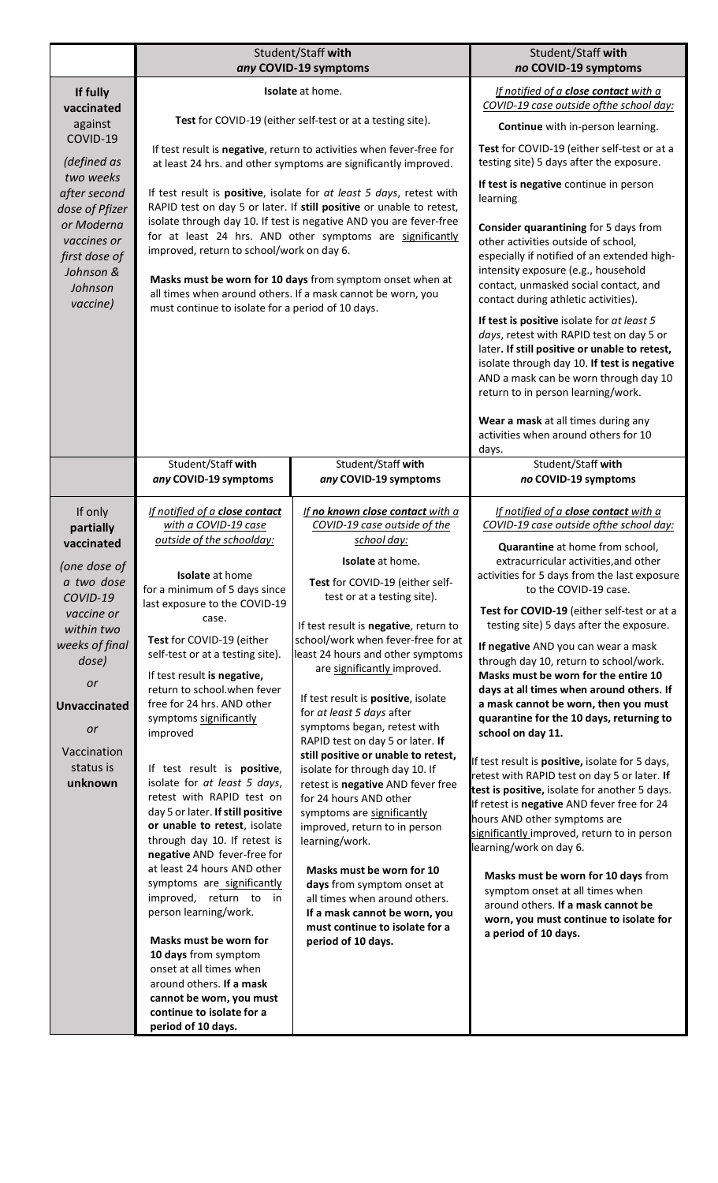| | Student/Staff **with** *any* **COVID-19 symptoms** | | Student/Staff **with** *no* **COVID-19 symptoms** |
|---|---|---|---|
| **If fully vaccinated** against COVID-19 *(defined as two weeks after second dose of Pfizer or Moderna vaccines or first dose of Johnson & Johnson vaccine)* | **Isolate** at home.<br><br>**Test** for COVID-19 (either self-test or at a testing site).<br><br>If test result is **negative**, return to activities when fever-free for at least 24 hrs. and other symptoms are significantly improved.<br><br>If test result is **positive**, isolate for *at least 5 days*, retest with RAPID test on day 5 or later. If **still positive** or unable to retest, isolate through day 10. If test is negative AND you are fever-free for at least 24 hrs. AND other symptoms are significantly improved, return to school/work on day 6.<br><br>**Masks must be worn for 10 days** from symptom onset when at all times when around others. If a mask cannot be worn, you must continue to isolate for a period of 10 days. | | *If notified of a **close contact** with a COVID-19 case outside ofthe school day:*<br><br>**Continue** with in-person learning.<br><br>**Test** for COVID-19 (either self-test or at a testing site) 5 days after the exposure.<br><br>**If test is negative** continue in person learning<br><br>**Consider quarantining** for 5 days from other activities outside of school, especially if notified of an extended high-intensity exposure (e.g., household contact, unmasked social contact, and contact during athletic activities).<br><br>**If test is positive** isolate for *at least 5 days*, retest with RAPID test on day 5 or later. **If still positive or unable to retest,** isolate through day 10. **If test is negative** AND a mask can be worn through day 10 return to in person learning/work.<br><br>**Wear a mask** at all times during any activities when around others for 10 days. |
| | Student/Staff **with** *any* **COVID-19 symptoms** | Student/Staff **with** *any* **COVID-19 symptoms** | Student/Staff **with** *no* **COVID-19 symptoms** |
| If only **partially vaccinated** *(one dose of a two dose COVID-19 vaccine or within two weeks of final dose)* *or* **Unvaccinated** *or* Vaccination status is **unknown** | *If notified of a **close contact** with a COVID-19 case outside of the schoolday:*<br><br>**Isolate** at home for a minimum of 5 days since last exposure to the COVID-19 case.<br><br>**Test** for COVID-19 (either self-test or at a testing site).<br><br>If test result **is negative,** return to school.when fever free for 24 hrs. AND other symptoms significantly improved<br><br>If test result is **positive**, isolate for *at least 5 days*, retest with RAPID test on day 5 or later. **If still positive or unable to retest**, isolate through day 10. If retest is **negative** AND fever-free for at least 24 hours AND other symptoms are significantly improved, return to in person learning/work.<br><br>**Masks must be worn for 10 days** from symptom onset at all times when around others. **If a mask cannot be worn, you must continue to isolate for a period of 10 days.** | *If **no known close contact** with a COVID-19 case outside of the school day:*<br><br>**Isolate** at home.<br><br>**Test** for COVID-19 (either self-test or at a testing site).<br><br>If test result is **negative**, return to school/work when fever-free for at least 24 hours and other symptoms are significantly improved.<br><br>If test result is **positive**, isolate for *at least 5 days* after symptoms began, retest with RAPID test on day 5 or later. **If still positive or unable to retest,** isolate for through day 10. If retest is **negative** AND fever free for 24 hours AND other symptoms are significantly improved, return to in person learning/work.<br><br>**Masks must be worn for 10 days** from symptom onset at all times when around others. **If a mask cannot be worn, you must continue to isolate for a period of 10 days.** | *If notified of a **close contact** with a COVID-19 case outside ofthe school day:*<br><br>**Quarantine** at home from school, extracurricular activities,and other activities for 5 days from the last exposure to the COVID-19 case.<br><br>**Test for COVID-19** (either self-test or at a testing site) 5 days after the exposure.<br><br>**If negative** AND you can wear a mask through day 10, return to school/work. **Masks must be worn for the entire 10 days at all times when around others. If a mask cannot be worn, then you must quarantine for the 10 days, returning to school on day 11.**<br><br>If test result is **positive,** isolate for 5 days, retest with RAPID test on day 5 or later. **If test is positive,** isolate for another 5 days. If retest is **negative** AND fever free for 24 hours AND other symptoms are significantly improved, return to in person learning/work on day 6.<br><br>**Masks must be worn for 10 days** from symptom onset at all times when around others. **If a mask cannot be worn, you must continue to isolate for a period of 10 days.** |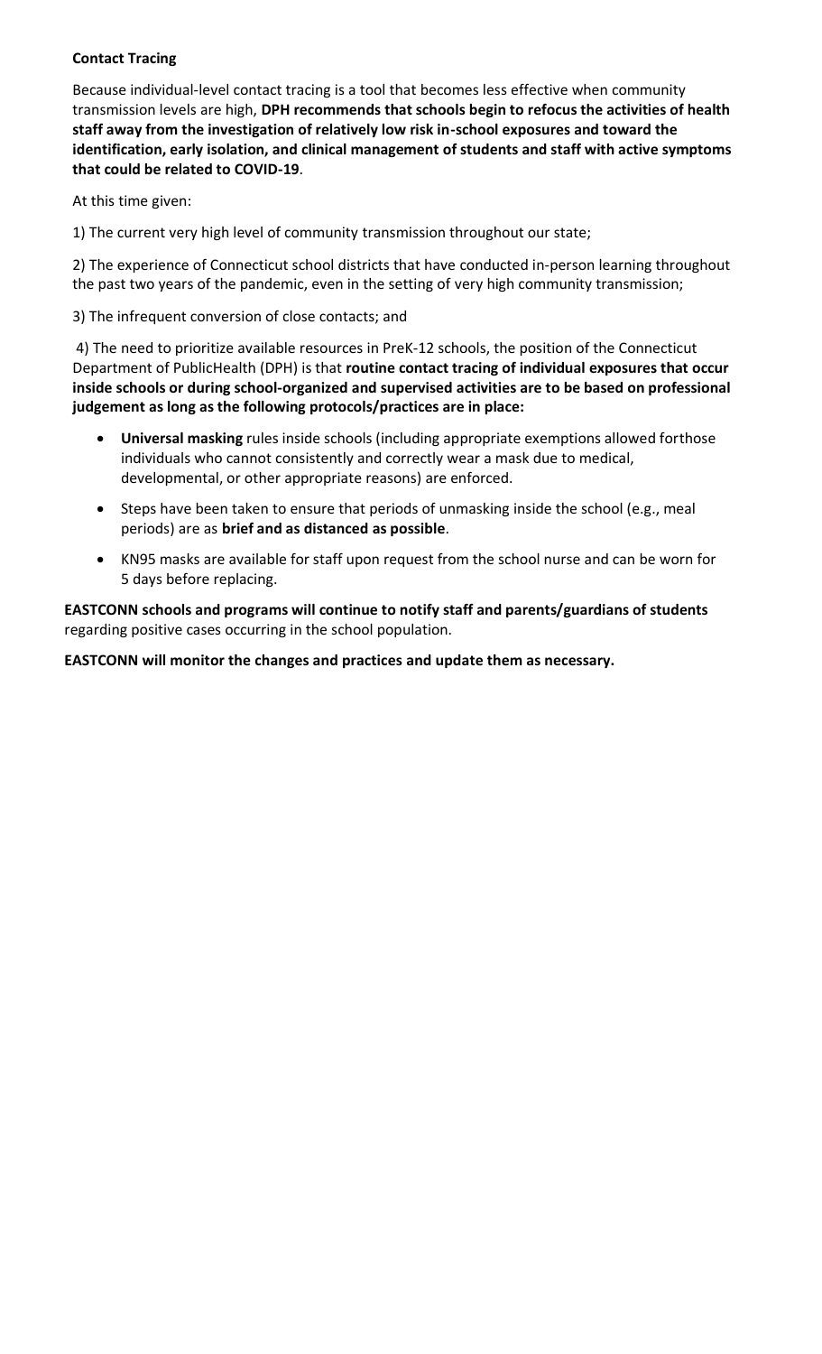**Contact Tracing**

Because individual-level contact tracing is a tool that becomes less effective when community transmission levels are high, **DPH recommends that schools begin to refocus the activities of health staff away from the investigation of relatively low risk in-school exposures and toward the identification, early isolation, and clinical management of students and staff with active symptoms that could be related to COVID-19**.

At this time given:

1) The current very high level of community transmission throughout our state;

2) The experience of Connecticut school districts that have conducted in-person learning throughout the past two years of the pandemic, even in the setting of very high community transmission;

3) The infrequent conversion of close contacts; and

4) The need to prioritize available resources in PreK-12 schools, the position of the Connecticut Department of PublicHealth (DPH) is that **routine contact tracing of individual exposures that occur inside schools or during school-organized and supervised activities are to be based on professional judgement as long as the following protocols/practices are in place:**

- **Universal masking** rules inside schools (including appropriate exemptions allowed forthose individuals who cannot consistently and correctly wear a mask due to medical, developmental, or other appropriate reasons) are enforced.
- Steps have been taken to ensure that periods of unmasking inside the school (e.g., meal periods) are as **brief and as distanced as possible**.
- KN95 masks are available for staff upon request from the school nurse and can be worn for 5 days before replacing.

**EASTCONN schools and programs will continue to notify staff and parents/guardians of students** regarding positive cases occurring in the school population.

**EASTCONN will monitor the changes and practices and update them as necessary.**